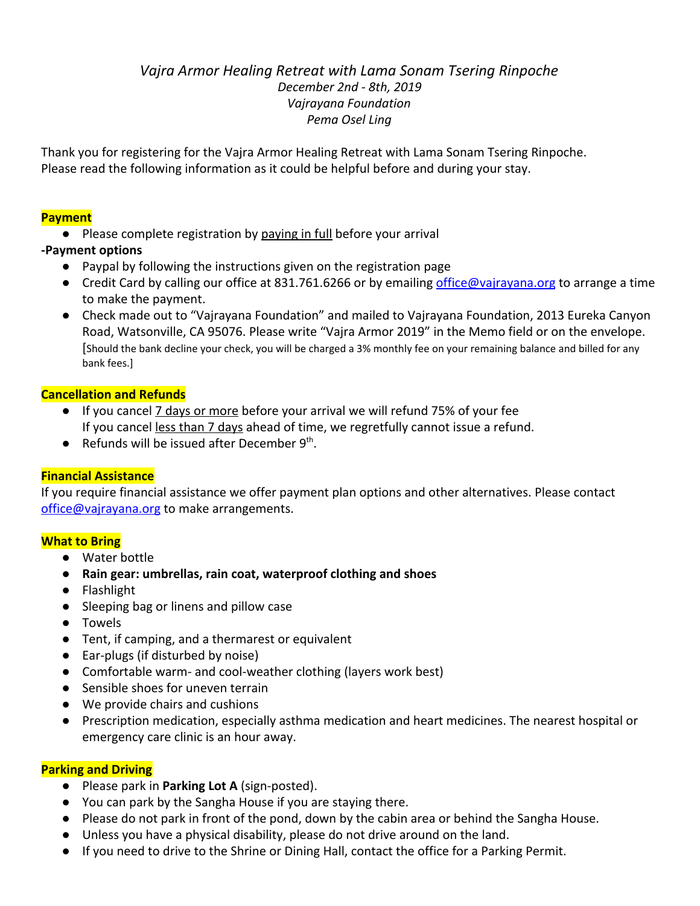*Vajra Armor Healing Retreat with Lama Sonam Tsering Rinpoche*
*December 2nd - 8th, 2019*
*Vajrayana Foundation*
*Pema Osel Ling*

Thank you for registering for the Vajra Armor Healing Retreat with Lama Sonam Tsering Rinpoche. Please read the following information as it could be helpful before and during your stay.

## Payment

- Please complete registration by paying in full before your arrival

**-Payment options**

- Paypal by following the instructions given on the registration page
- Credit Card by calling our office at 831.761.6266 or by emailing office@vajrayana.org to arrange a time to make the payment.
- Check made out to "Vajrayana Foundation" and mailed to Vajrayana Foundation, 2013 Eureka Canyon Road, Watsonville, CA 95076. Please write "Vajra Armor 2019" in the Memo field or on the envelope. [Should the bank decline your check, you will be charged a 3% monthly fee on your remaining balance and billed for any bank fees.]

## Cancellation and Refunds

- If you cancel 7 days or more before your arrival we will refund 75% of your fee
  If you cancel less than 7 days ahead of time, we regretfully cannot issue a refund.
- Refunds will be issued after December 9th.

## Financial Assistance

If you require financial assistance we offer payment plan options and other alternatives. Please contact office@vajrayana.org to make arrangements.

## What to Bring

- Water bottle
- **Rain gear: umbrellas, rain coat, waterproof clothing and shoes**
- Flashlight
- Sleeping bag or linens and pillow case
- Towels
- Tent, if camping, and a thermarest or equivalent
- Ear-plugs (if disturbed by noise)
- Comfortable warm- and cool-weather clothing (layers work best)
- Sensible shoes for uneven terrain
- We provide chairs and cushions
- Prescription medication, especially asthma medication and heart medicines. The nearest hospital or emergency care clinic is an hour away.

## Parking and Driving

- Please park in **Parking Lot A** (sign-posted).
- You can park by the Sangha House if you are staying there.
- Please do not park in front of the pond, down by the cabin area or behind the Sangha House.
- Unless you have a physical disability, please do not drive around on the land.
- If you need to drive to the Shrine or Dining Hall, contact the office for a Parking Permit.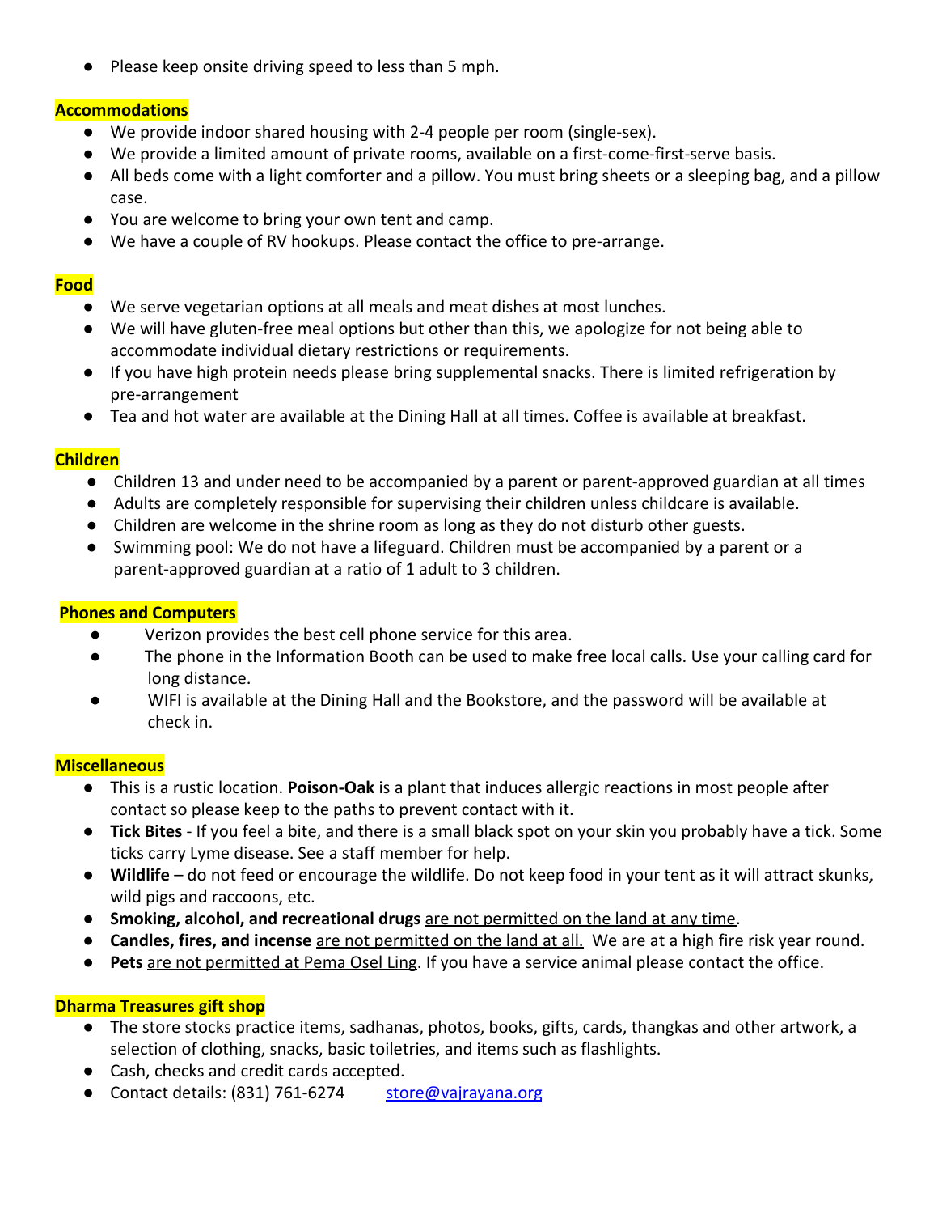- Please keep onsite driving speed to less than 5 mph.

## Accommodations

- We provide indoor shared housing with 2-4 people per room (single-sex).
- We provide a limited amount of private rooms, available on a first-come-first-serve basis.
- All beds come with a light comforter and a pillow. You must bring sheets or a sleeping bag, and a pillow case.
- You are welcome to bring your own tent and camp.
- We have a couple of RV hookups. Please contact the office to pre-arrange.

## Food

- We serve vegetarian options at all meals and meat dishes at most lunches.
- We will have gluten-free meal options but other than this, we apologize for not being able to accommodate individual dietary restrictions or requirements.
- If you have high protein needs please bring supplemental snacks. There is limited refrigeration by pre-arrangement
- Tea and hot water are available at the Dining Hall at all times. Coffee is available at breakfast.

## Children

- Children 13 and under need to be accompanied by a parent or parent-approved guardian at all times
- Adults are completely responsible for supervising their children unless childcare is available.
- Children are welcome in the shrine room as long as they do not disturb other guests.
- Swimming pool: We do not have a lifeguard. Children must be accompanied by a parent or a parent-approved guardian at a ratio of 1 adult to 3 children.

## Phones and Computers

- Verizon provides the best cell phone service for this area.
- The phone in the Information Booth can be used to make free local calls. Use your calling card for long distance.
- WIFI is available at the Dining Hall and the Bookstore, and the password will be available at check in.

## Miscellaneous

- This is a rustic location. **Poison-Oak** is a plant that induces allergic reactions in most people after contact so please keep to the paths to prevent contact with it.
- **Tick Bites** - If you feel a bite, and there is a small black spot on your skin you probably have a tick. Some ticks carry Lyme disease. See a staff member for help.
- **Wildlife** – do not feed or encourage the wildlife. Do not keep food in your tent as it will attract skunks, wild pigs and raccoons, etc.
- **Smoking, alcohol, and recreational drugs** are not permitted on the land at any time.
- **Candles, fires, and incense** are not permitted on the land at all. We are at a high fire risk year round.
- **Pets** are not permitted at Pema Osel Ling. If you have a service animal please contact the office.

## Dharma Treasures gift shop

- The store stocks practice items, sadhanas, photos, books, gifts, cards, thangkas and other artwork, a selection of clothing, snacks, basic toiletries, and items such as flashlights.
- Cash, checks and credit cards accepted.
- Contact details: (831) 761-6274 store@vajrayana.org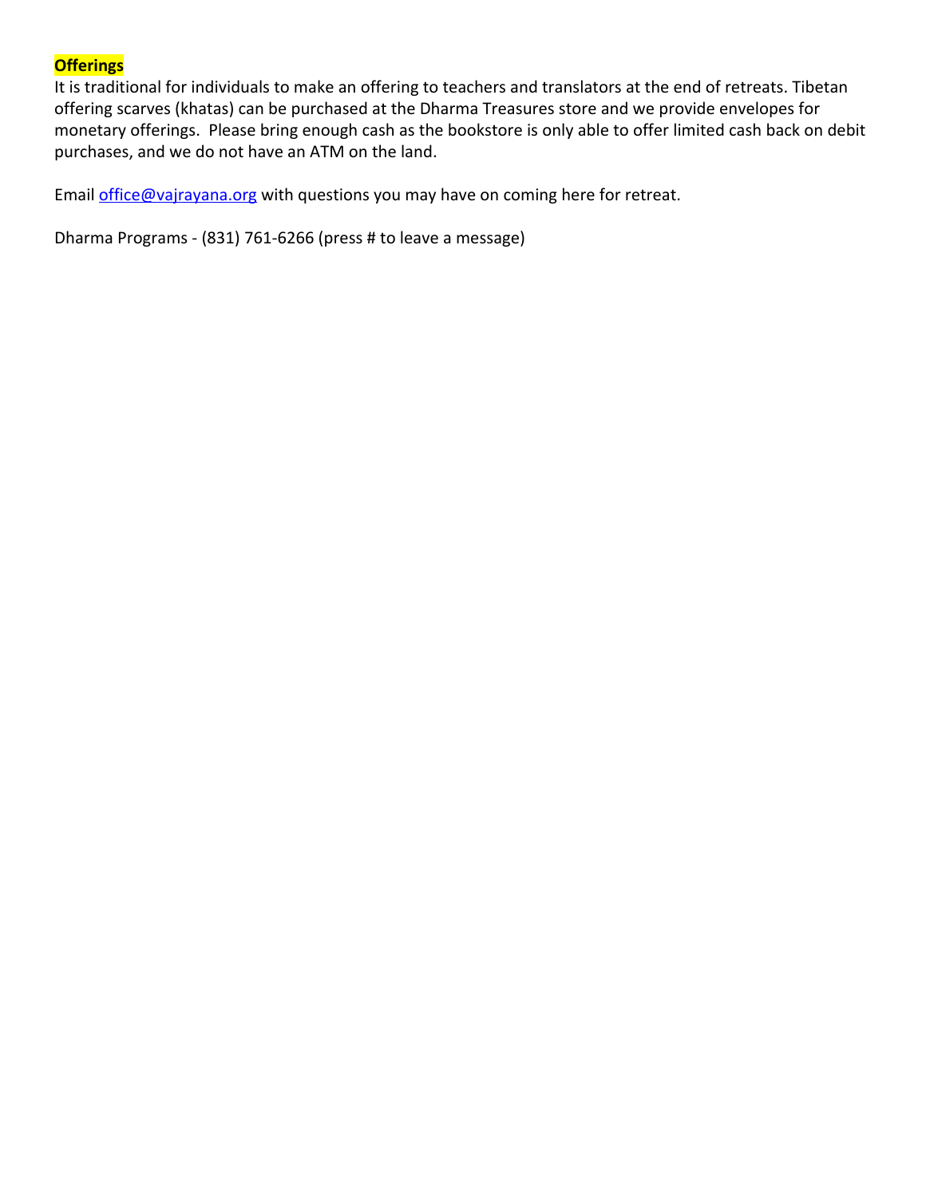**Offerings**

It is traditional for individuals to make an offering to teachers and translators at the end of retreats. Tibetan offering scarves (khatas) can be purchased at the Dharma Treasures store and we provide envelopes for monetary offerings. Please bring enough cash as the bookstore is only able to offer limited cash back on debit purchases, and we do not have an ATM on the land.

Email office@vajrayana.org with questions you may have on coming here for retreat.

Dharma Programs - (831) 761-6266 (press # to leave a message)